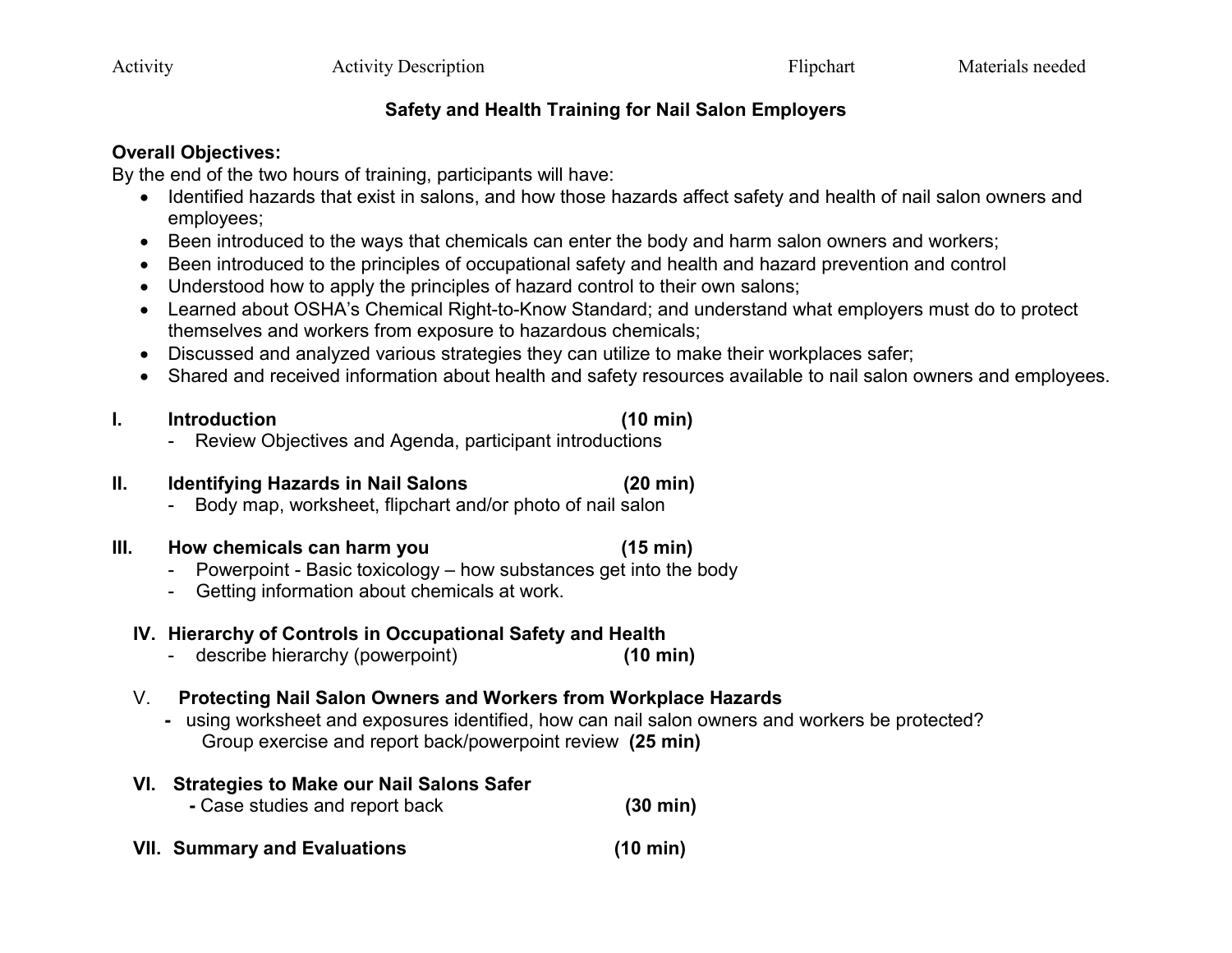Activity | Activity Description | Flipchart | Materials needed

## Safety and Health Training for Nail Salon Employers

**Overall Objectives:**
By the end of the two hours of training, participants will have:

- Identified hazards that exist in salons, and how those hazards affect safety and health of nail salon owners and employees;
- Been introduced to the ways that chemicals can enter the body and harm salon owners and workers;
- Been introduced to the principles of occupational safety and health and hazard prevention and control
- Understood how to apply the principles of hazard control to their own salons;
- Learned about OSHA's Chemical Right-to-Know Standard; and understand what employers must do to protect themselves and workers from exposure to hazardous chemicals;
- Discussed and analyzed various strategies they can utilize to make their workplaces safer;
- Shared and received information about health and safety resources available to nail salon owners and employees.

**I. Introduction (10 min)**
- Review Objectives and Agenda, participant introductions

**II. Identifying Hazards in Nail Salons (20 min)**
- Body map, worksheet, flipchart and/or photo of nail salon

**III. How chemicals can harm you (15 min)**
- Powerpoint - Basic toxicology – how substances get into the body
- Getting information about chemicals at work.

**IV. Hierarchy of Controls in Occupational Safety and Health**
- describe hierarchy (powerpoint) **(10 min)**

V. **Protecting Nail Salon Owners and Workers from Workplace Hazards**
- using worksheet and exposures identified, how can nail salon owners and workers be protected? Group exercise and report back/powerpoint review **(25 min)**

**VI. Strategies to Make our Nail Salons Safer**
- Case studies and report back **(30 min)**

**VII. Summary and Evaluations (10 min)**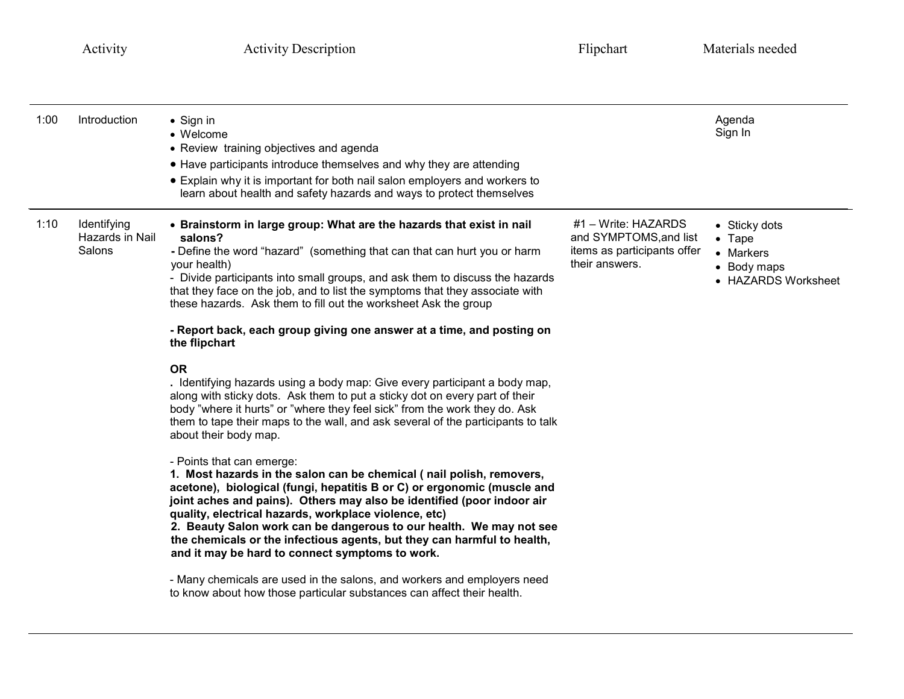| | Activity | Activity Description | Flipchart | Materials needed |
|---|---|---|---|---|
| 1:00 | Introduction | • Sign in<br>• Welcome<br>• Review training objectives and agenda<br>• Have participants introduce themselves and why they are attending<br>• Explain why it is important for both nail salon employers and workers to learn about health and safety hazards and ways to protect themselves | | Agenda<br>Sign In |
| 1:10 | Identifying Hazards in Nail Salons | • **Brainstorm in large group: What are the hazards that exist in nail salons?**<br>**-** Define the word "hazard" (something that can that can hurt you or harm your health)<br>- Divide participants into small groups, and ask them to discuss the hazards that they face on the job, and to list the symptoms that they associate with these hazards. Ask them to fill out the worksheet Ask the group<br><br>**- Report back, each group giving one answer at a time, and posting on the flipchart**<br><br>**OR**<br>. Identifying hazards using a body map: Give every participant a body map, along with sticky dots. Ask them to put a sticky dot on every part of their body "where it hurts" or "where they feel sick" from the work they do. Ask them to tape their maps to the wall, and ask several of the participants to talk about their body map.<br><br>- Points that can emerge:<br>**1. Most hazards in the salon can be chemical ( nail polish, removers, acetone), biological (fungi, hepatitis B or C) or ergonomic (muscle and joint aches and pains). Others may also be identified (poor indoor air quality, electrical hazards, workplace violence, etc)**<br>**2. Beauty Salon work can be dangerous to our health. We may not see the chemicals or the infectious agents, but they can harmful to health, and it may be hard to connect symptoms to work.**<br><br>- Many chemicals are used in the salons, and workers and employers need to know about how those particular substances can affect their health. | #1 – Write: HAZARDS and SYMPTOMS,and list items as participants offer their answers. | • Sticky dots<br>• Tape<br>• Markers<br>• Body maps<br>• HAZARDS Worksheet |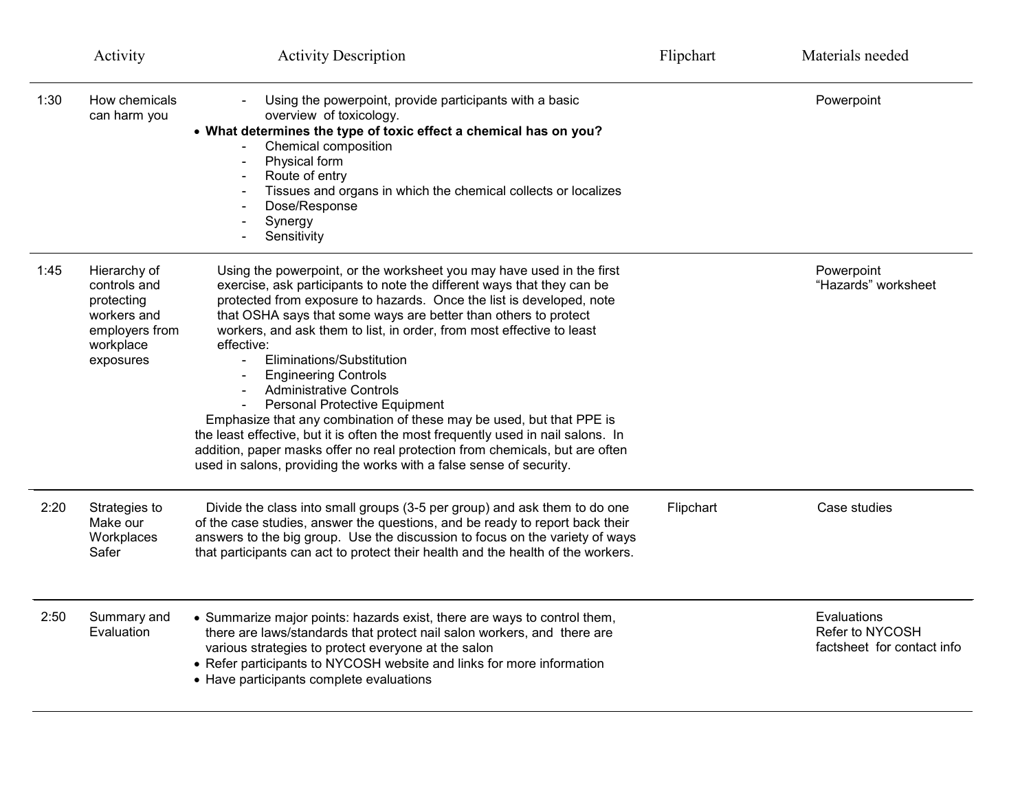| | Activity | Activity Description | Flipchart | Materials needed |
|---|---|---|---|---|
| 1:30 | How chemicals can harm you | - Using the powerpoint, provide participants with a basic overview of toxicology.<br>• **What determines the type of toxic effect a chemical has on you?**<br>- Chemical composition<br>- Physical form<br>- Route of entry<br>- Tissues and organs in which the chemical collects or localizes<br>- Dose/Response<br>- Synergy<br>- Sensitivity | | Powerpoint |
| 1:45 | Hierarchy of controls and protecting workers and employers from workplace exposures | Using the powerpoint, or the worksheet you may have used in the first exercise, ask participants to note the different ways that they can be protected from exposure to hazards. Once the list is developed, note that OSHA says that some ways are better than others to protect workers, and ask them to list, in order, from most effective to least effective:<br>- Eliminations/Substitution<br>- Engineering Controls<br>- Administrative Controls<br>- Personal Protective Equipment<br>Emphasize that any combination of these may be used, but that PPE is the least effective, but it is often the most frequently used in nail salons. In addition, paper masks offer no real protection from chemicals, but are often used in salons, providing the works with a false sense of security. | | Powerpoint<br>"Hazards" worksheet |
| 2:20 | Strategies to Make our Workplaces Safer | Divide the class into small groups (3-5 per group) and ask them to do one of the case studies, answer the questions, and be ready to report back their answers to the big group. Use the discussion to focus on the variety of ways that participants can act to protect their health and the health of the workers. | Flipchart | Case studies |
| 2:50 | Summary and Evaluation | • Summarize major points: hazards exist, there are ways to control them, there are laws/standards that protect nail salon workers, and there are various strategies to protect everyone at the salon<br>• Refer participants to NYCOSH website and links for more information<br>• Have participants complete evaluations | | Evaluations<br>Refer to NYCOSH factsheet for contact info |